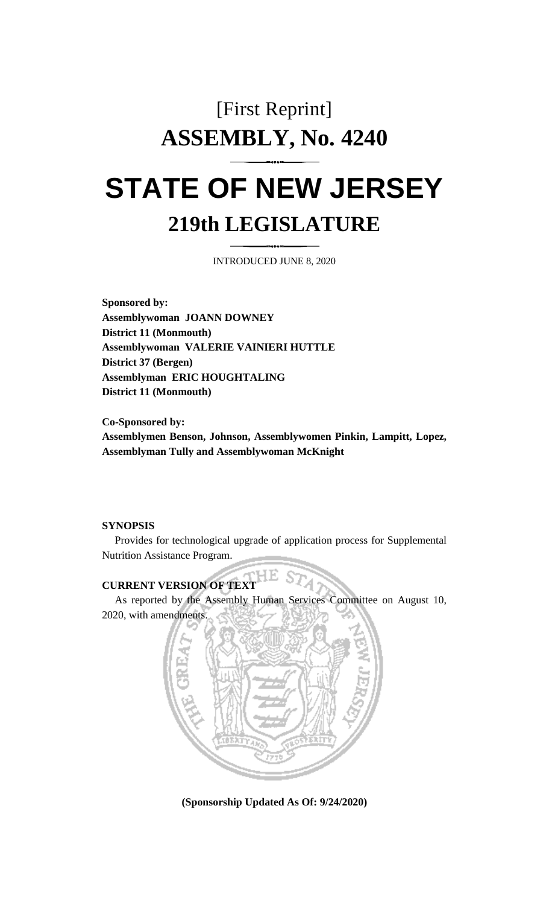# [First Reprint]

# ASSEMBLY, No. 4240

# STATE OF NEW JERSEY

## 219th LEGISLATURE

INTRODUCED JUNE 8, 2020

**Sponsored by:**
**Assemblywoman JOANN DOWNEY**
**District 11 (Monmouth)**
**Assemblywoman VALERIE VAINIERI HUTTLE**
**District 37 (Bergen)**
**Assemblyman ERIC HOUGHTALING**
**District 11 (Monmouth)**

**Co-Sponsored by:**
**Assemblymen Benson, Johnson, Assemblywomen Pinkin, Lampitt, Lopez, Assemblyman Tully and Assemblywoman McKnight**

**SYNOPSIS**

Provides for technological upgrade of application process for Supplemental Nutrition Assistance Program.

**CURRENT VERSION OF TEXT**

As reported by the Assembly Human Services Committee on August 10, 2020, with amendments.

**(Sponsorship Updated As Of: 9/24/2020)**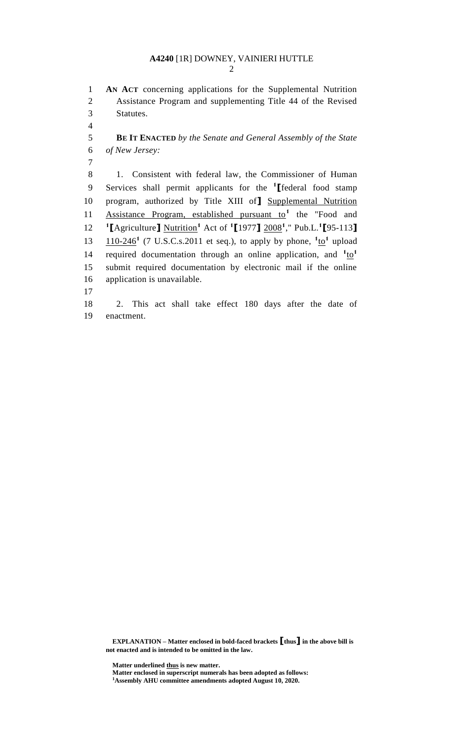**AN ACT** concerning applications for the Supplemental Nutrition Assistance Program and supplementing Title 44 of the Revised Statutes.

**BE IT ENACTED** *by the Senate and General Assembly of the State of New Jersey:*

1. Consistent with federal law, the Commissioner of Human Services shall permit applicants for the [1]**[**federal food stamp program, authorized by Title XIII of**]** Supplemental Nutrition Assistance Program, established pursuant to[1] the "Food and [1]**[**Agriculture**]** Nutrition[1] Act of [1]**[**1977**]** 2008[1]," Pub.L.[1]**[**95-113**]** 110-246[1] (7 U.S.C.s.2011 et seq.), to apply by phone, [1]to[1] upload required documentation through an online application, and [1]to[1] submit required documentation by electronic mail if the online application is unavailable.

2. This act shall take effect 180 days after the date of enactment.

**EXPLANATION – Matter enclosed in bold-faced brackets [thus] in the above bill is not enacted and is intended to be omitted in the law.**

**Matter underlined thus is new matter.**
**Matter enclosed in superscript numerals has been adopted as follows:**
**[1]Assembly AHU committee amendments adopted August 10, 2020.**